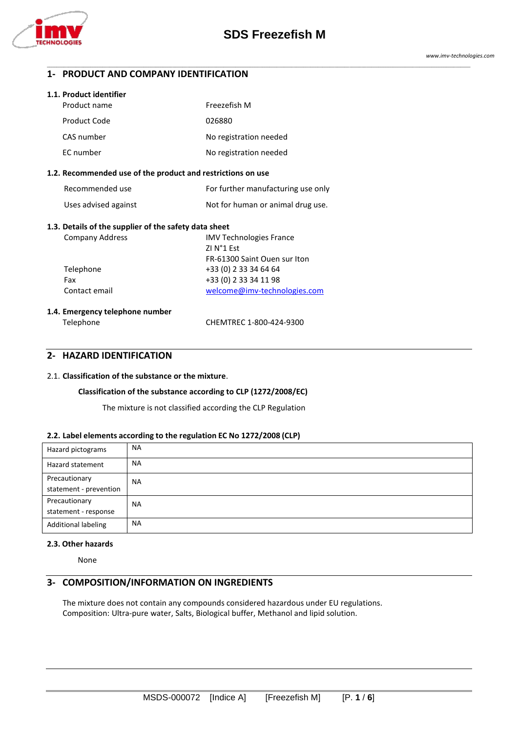# SDS Freezefish M

## 1- PRODUCT AND COMPANY IDENTIFICATION

### 1.1. Product identifier

| | |
|---|---|
| Product name | Freezefish M |
| Product Code | 026880 |
| CAS number | No registration needed |
| EC number | No registration needed |

### 1.2. Recommended use of the product and restrictions on use

| | |
|---|---|
| Recommended use | For further manufacturing use only |
| Uses advised against | Not for human or animal drug use. |

### 1.3. Details of the supplier of the safety data sheet

| | |
|---|---|
| Company Address | IMV Technologies France<br>ZI N°1 Est<br>FR-61300 Saint Ouen sur Iton |
| Telephone | +33 (0) 2 33 34 64 64 |
| Fax | +33 (0) 2 33 34 11 98 |
| Contact email | welcome@imv-technologies.com |

### 1.4. Emergency telephone number

| | |
|---|---|
| Telephone | CHEMTREC 1-800-424-9300 |

## 2- HAZARD IDENTIFICATION

2.1. **Classification of the substance or the mixture**.

**Classification of the substance according to CLP (1272/2008/EC)**

The mixture is not classified according the CLP Regulation

### 2.2. Label elements according to the regulation EC No 1272/2008 (CLP)

| | |
|---|---|
| Hazard pictograms | NA |
| Hazard statement | NA |
| Precautionary statement - prevention | NA |
| Precautionary statement - response | NA |
| Additional labeling | NA |

### 2.3. Other hazards

None

## 3- COMPOSITION/INFORMATION ON INGREDIENTS

The mixture does not contain any compounds considered hazardous under EU regulations.
Composition: Ultra-pure water, Salts, Biological buffer, Methanol and lipid solution.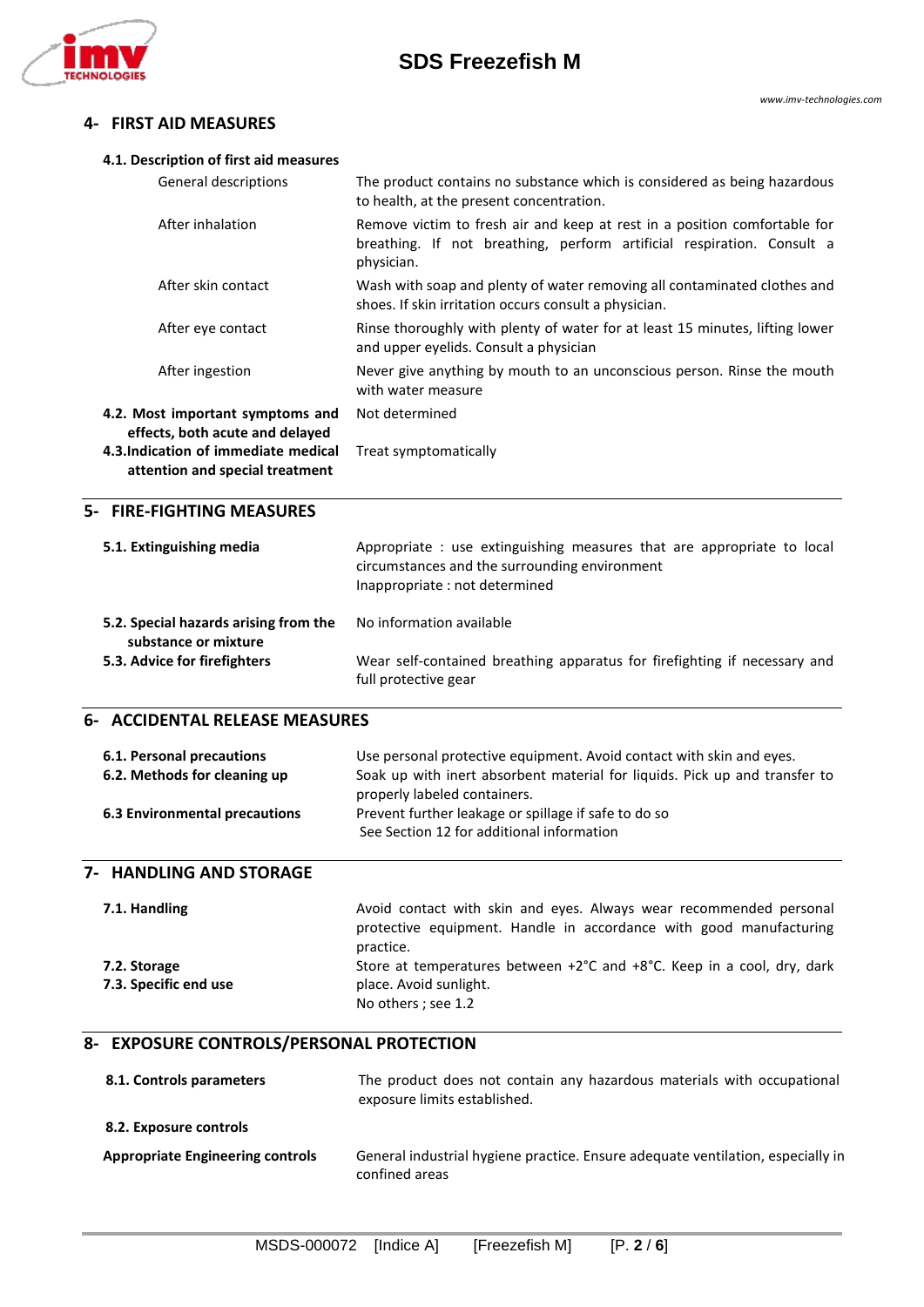## 4- FIRST AID MEASURES

### 4.1. Description of first aid measures

| | |
|---|---|
| General descriptions | The product contains no substance which is considered as being hazardous to health, at the present concentration. |
| After inhalation | Remove victim to fresh air and keep at rest in a position comfortable for breathing. If not breathing, perform artificial respiration. Consult a physician. |
| After skin contact | Wash with soap and plenty of water removing all contaminated clothes and shoes. If skin irritation occurs consult a physician. |
| After eye contact | Rinse thoroughly with plenty of water for at least 15 minutes, lifting lower and upper eyelids. Consult a physician |
| After ingestion | Never give anything by mouth to an unconscious person. Rinse the mouth with water measure |

| | |
|---|---|
| **4.2. Most important symptoms and effects, both acute and delayed** | Not determined |
| **4.3.Indication of immediate medical attention and special treatment** | Treat symptomatically |

## 5- FIRE-FIGHTING MEASURES

| | |
|---|---|
| **5.1. Extinguishing media** | Appropriate : use extinguishing measures that are appropriate to local circumstances and the surrounding environment<br>Inappropriate : not determined |
| **5.2. Special hazards arising from the substance or mixture** | No information available |
| **5.3. Advice for firefighters** | Wear self-contained breathing apparatus for firefighting if necessary and full protective gear |

## 6- ACCIDENTAL RELEASE MEASURES

| | |
|---|---|
| **6.1. Personal precautions** | Use personal protective equipment. Avoid contact with skin and eyes. |
| **6.2. Methods for cleaning up** | Soak up with inert absorbent material for liquids. Pick up and transfer to properly labeled containers. |
| **6.3 Environmental precautions** | Prevent further leakage or spillage if safe to do so<br>See Section 12 for additional information |

## 7- HANDLING AND STORAGE

| | |
|---|---|
| **7.1. Handling** | Avoid contact with skin and eyes. Always wear recommended personal protective equipment. Handle in accordance with good manufacturing practice. |
| **7.2. Storage** | Store at temperatures between +2°C and +8°C. Keep in a cool, dry, dark place. Avoid sunlight. |
| **7.3. Specific end use** | No others ; see 1.2 |

## 8- EXPOSURE CONTROLS/PERSONAL PROTECTION

| | |
|---|---|
| **8.1. Controls parameters** | The product does not contain any hazardous materials with occupational exposure limits established. |
| **8.2. Exposure controls** | |
| **Appropriate Engineering controls** | General industrial hygiene practice. Ensure adequate ventilation, especially in confined areas |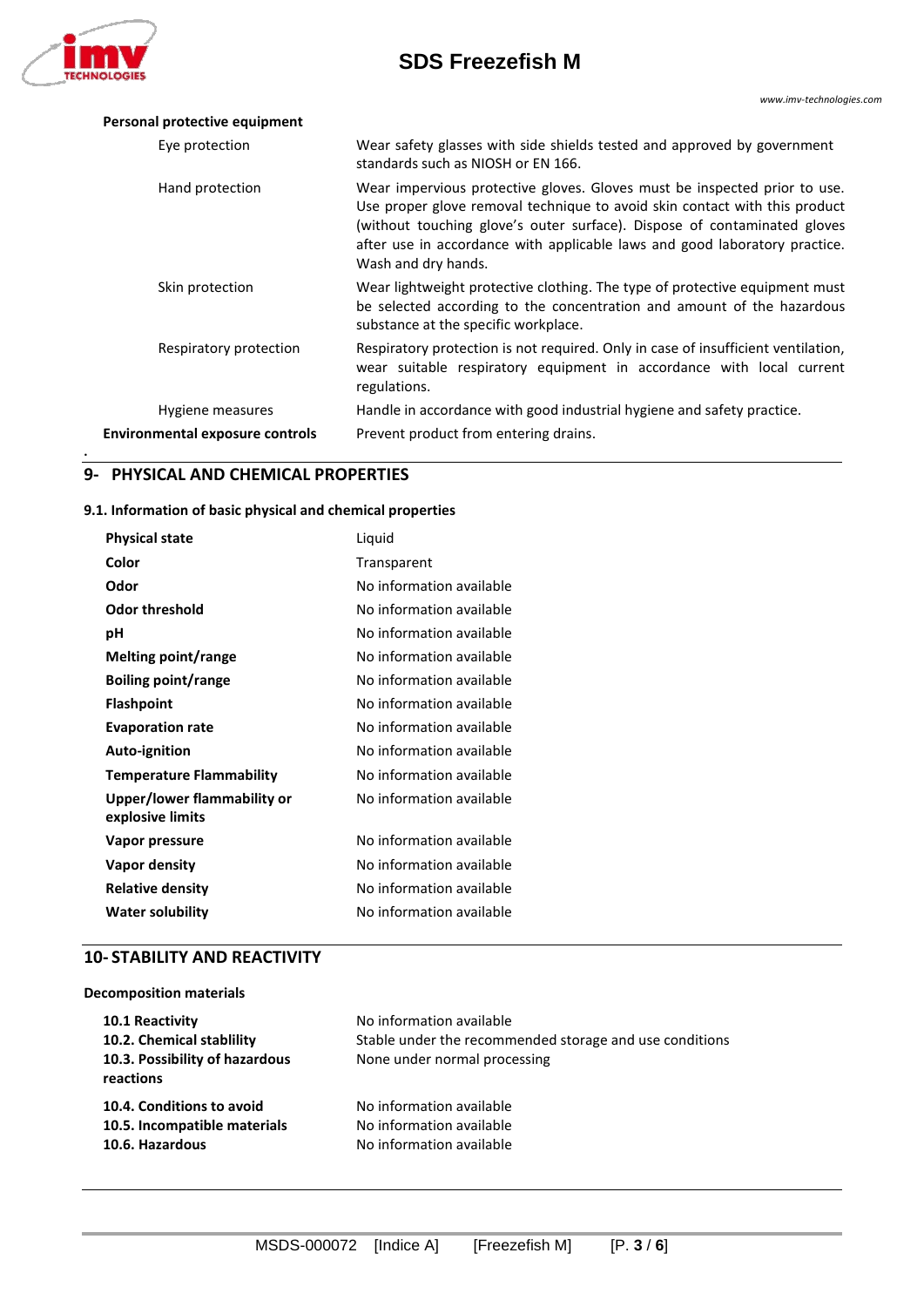**Personal protective equipment**

| | |
|---|---|
| Eye protection | Wear safety glasses with side shields tested and approved by government standards such as NIOSH or EN 166. |
| Hand protection | Wear impervious protective gloves. Gloves must be inspected prior to use. Use proper glove removal technique to avoid skin contact with this product (without touching glove's outer surface). Dispose of contaminated gloves after use in accordance with applicable laws and good laboratory practice. Wash and dry hands. |
| Skin protection | Wear lightweight protective clothing. The type of protective equipment must be selected according to the concentration and amount of the hazardous substance at the specific workplace. |
| Respiratory protection | Respiratory protection is not required. Only in case of insufficient ventilation, wear suitable respiratory equipment in accordance with local current regulations. |
| Hygiene measures | Handle in accordance with good industrial hygiene and safety practice. |
| **Environmental exposure controls** | Prevent product from entering drains. |

## 9- PHYSICAL AND CHEMICAL PROPERTIES

### 9.1. Information of basic physical and chemical properties

| | |
|---|---|
| **Physical state** | Liquid |
| **Color** | Transparent |
| **Odor** | No information available |
| **Odor threshold** | No information available |
| **pH** | No information available |
| **Melting point/range** | No information available |
| **Boiling point/range** | No information available |
| **Flashpoint** | No information available |
| **Evaporation rate** | No information available |
| **Auto-ignition** | No information available |
| **Temperature Flammability** | No information available |
| **Upper/lower flammability or explosive limits** | No information available |
| **Vapor pressure** | No information available |
| **Vapor density** | No information available |
| **Relative density** | No information available |
| **Water solubility** | No information available |

## 10- STABILITY AND REACTIVITY

**Decomposition materials**

| | |
|---|---|
| **10.1 Reactivity** | No information available |
| **10.2. Chemical stablility** | Stable under the recommended storage and use conditions |
| **10.3. Possibility of hazardous reactions** | None under normal processing |
| **10.4. Conditions to avoid** | No information available |
| **10.5. Incompatible materials** | No information available |
| **10.6. Hazardous** | No information available |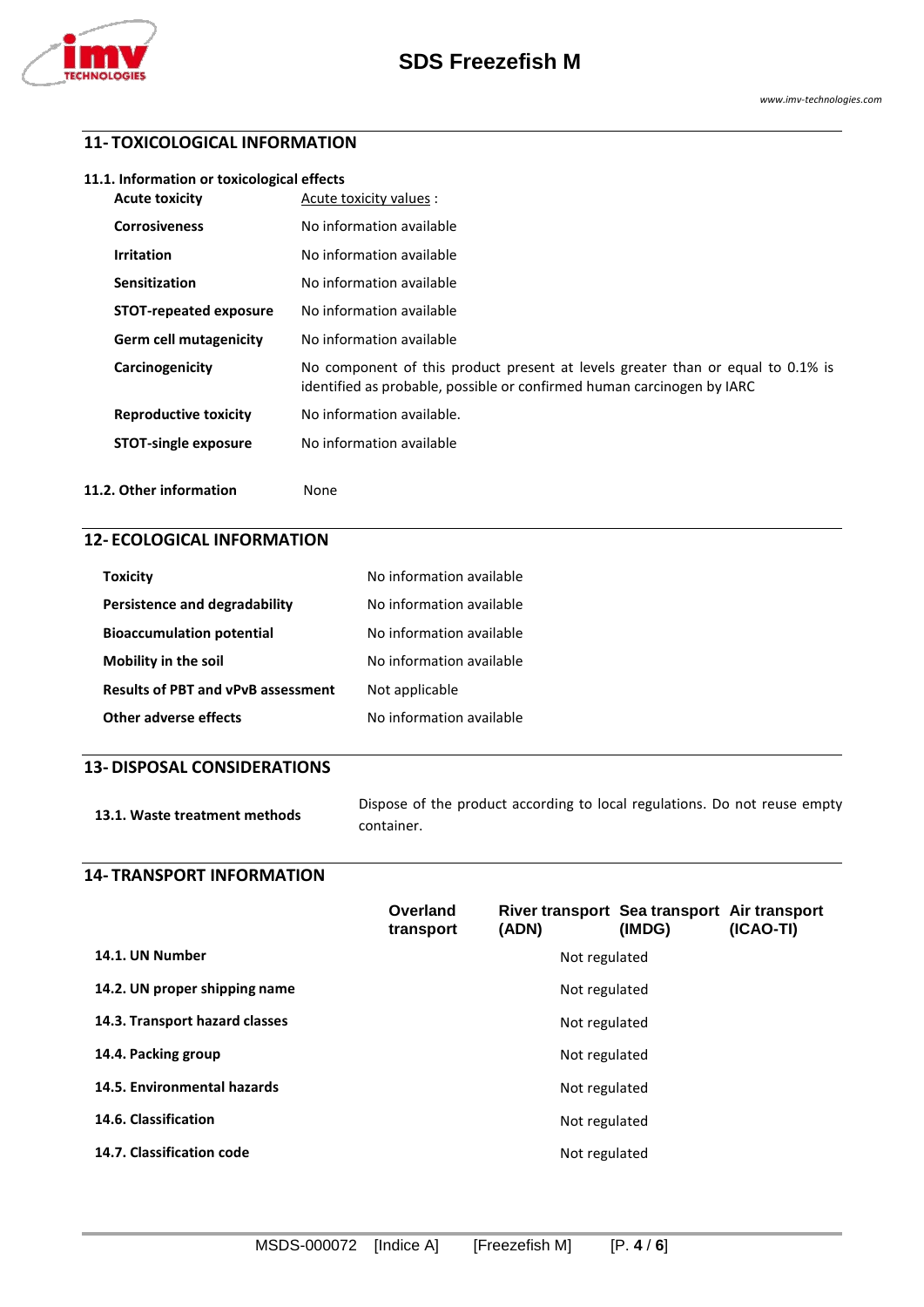## 11- TOXICOLOGICAL INFORMATION

### 11.1. Information or toxicological effects

| | |
|---|---|
| **Acute toxicity** | Acute toxicity values : |
| **Corrosiveness** | No information available |
| **Irritation** | No information available |
| **Sensitization** | No information available |
| **STOT-repeated exposure** | No information available |
| **Germ cell mutagenicity** | No information available |
| **Carcinogenicity** | No component of this product present at levels greater than or equal to 0.1% is identified as probable, possible or confirmed human carcinogen by IARC |
| **Reproductive toxicity** | No information available. |
| **STOT-single exposure** | No information available |

**11.2. Other information** None

## 12- ECOLOGICAL INFORMATION

| | |
|---|---|
| **Toxicity** | No information available |
| **Persistence and degradability** | No information available |
| **Bioaccumulation potential** | No information available |
| **Mobility in the soil** | No information available |
| **Results of PBT and vPvB assessment** | Not applicable |
| **Other adverse effects** | No information available |

## 13- DISPOSAL CONSIDERATIONS

| | |
|---|---|
| **13.1. Waste treatment methods** | Dispose of the product according to local regulations. Do not reuse empty container. |

## 14- TRANSPORT INFORMATION

| | Overland transport | River transport (ADN) | Sea transport (IMDG) | Air transport (ICAO-TI) |
|---|---|---|---|---|
| **14.1. UN Number** | Not regulated | | | |
| **14.2. UN proper shipping name** | Not regulated | | | |
| **14.3. Transport hazard classes** | Not regulated | | | |
| **14.4. Packing group** | Not regulated | | | |
| **14.5. Environmental hazards** | Not regulated | | | |
| **14.6. Classification** | Not regulated | | | |
| **14.7. Classification code** | Not regulated | | | |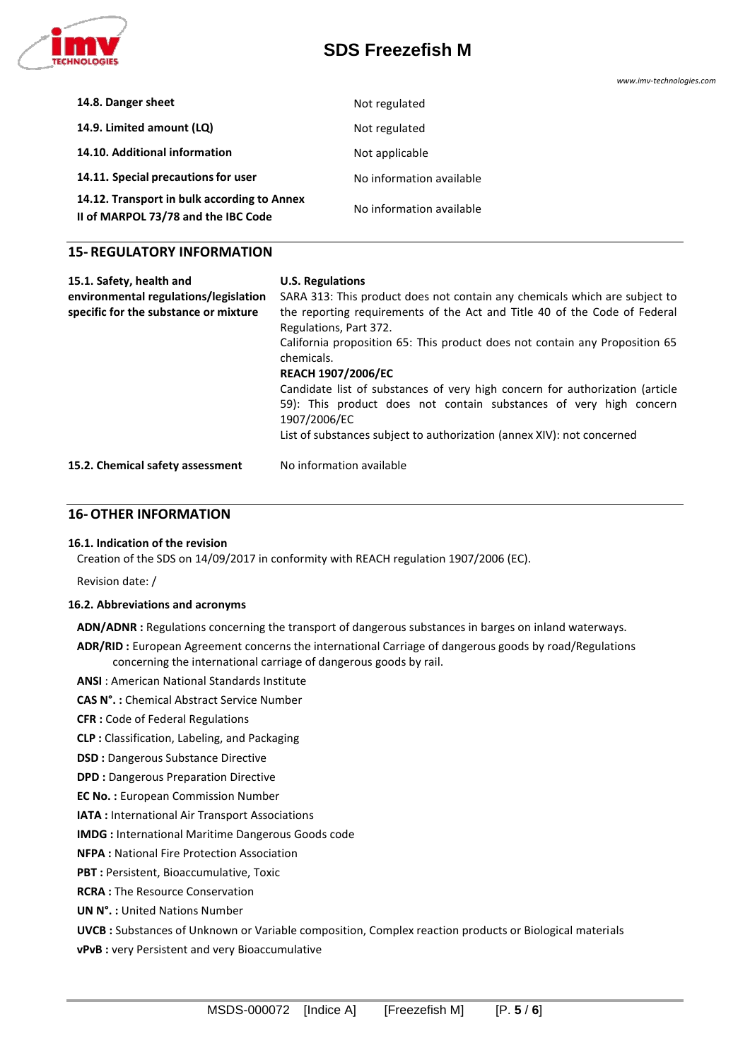| | |
|---|---|
| **14.8. Danger sheet** | Not regulated |
| **14.9. Limited amount (LQ)** | Not regulated |
| **14.10. Additional information** | Not applicable |
| **14.11. Special precautions for user** | No information available |
| **14.12. Transport in bulk according to Annex II of MARPOL 73/78 and the IBC Code** | No information available |

## 15- REGULATORY INFORMATION

| | |
|---|---|
| **15.1. Safety, health and environmental regulations/legislation specific for the substance or mixture** | **U.S. Regulations**<br>SARA 313: This product does not contain any chemicals which are subject to the reporting requirements of the Act and Title 40 of the Code of Federal Regulations, Part 372.<br>California proposition 65: This product does not contain any Proposition 65 chemicals.<br>**REACH 1907/2006/EC**<br>Candidate list of substances of very high concern for authorization (article 59): This product does not contain substances of very high concern 1907/2006/EC<br>List of substances subject to authorization (annex XIV): not concerned |
| **15.2. Chemical safety assessment** | No information available |

## 16- OTHER INFORMATION

**16.1. Indication of the revision**

Creation of the SDS on 14/09/2017 in conformity with REACH regulation 1907/2006 (EC).

Revision date: /

**16.2. Abbreviations and acronyms**

**ADN/ADNR :** Regulations concerning the transport of dangerous substances in barges on inland waterways.

**ADR/RID :** European Agreement concerns the international Carriage of dangerous goods by road/Regulations concerning the international carriage of dangerous goods by rail.

**ANSI** : American National Standards Institute

**CAS N°. :** Chemical Abstract Service Number

**CFR :** Code of Federal Regulations

**CLP :** Classification, Labeling, and Packaging

**DSD :** Dangerous Substance Directive

**DPD :** Dangerous Preparation Directive

**EC No. :** European Commission Number

**IATA :** International Air Transport Associations

**IMDG :** International Maritime Dangerous Goods code

**NFPA :** National Fire Protection Association

**PBT :** Persistent, Bioaccumulative, Toxic

**RCRA :** The Resource Conservation

**UN N°. :** United Nations Number

**UVCB :** Substances of Unknown or Variable composition, Complex reaction products or Biological materials

**vPvB :** very Persistent and very Bioaccumulative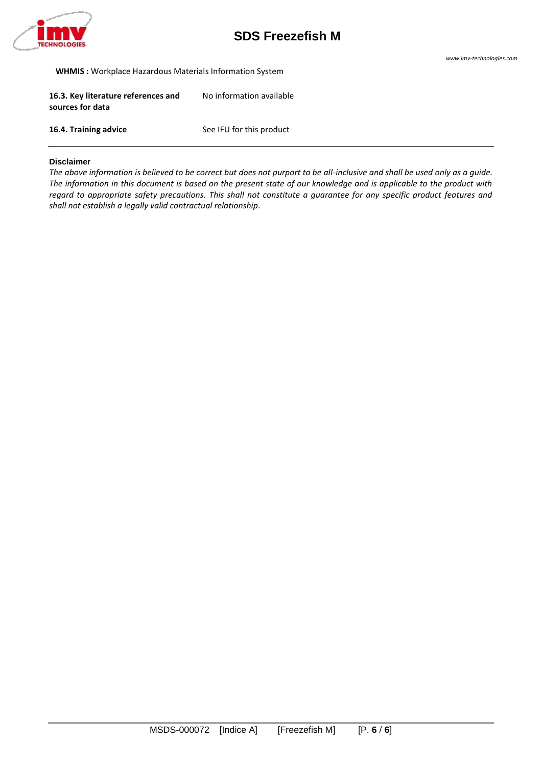**WHMIS :** Workplace Hazardous Materials Information System

| | |
|---|---|
| **16.3. Key literature references and sources for data** | No information available |
| **16.4. Training advice** | See IFU for this product |

**Disclaimer**

*The above information is believed to be correct but does not purport to be all-inclusive and shall be used only as a guide. The information in this document is based on the present state of our knowledge and is applicable to the product with regard to appropriate safety precautions. This shall not constitute a guarantee for any specific product features and shall not establish a legally valid contractual relationship.*